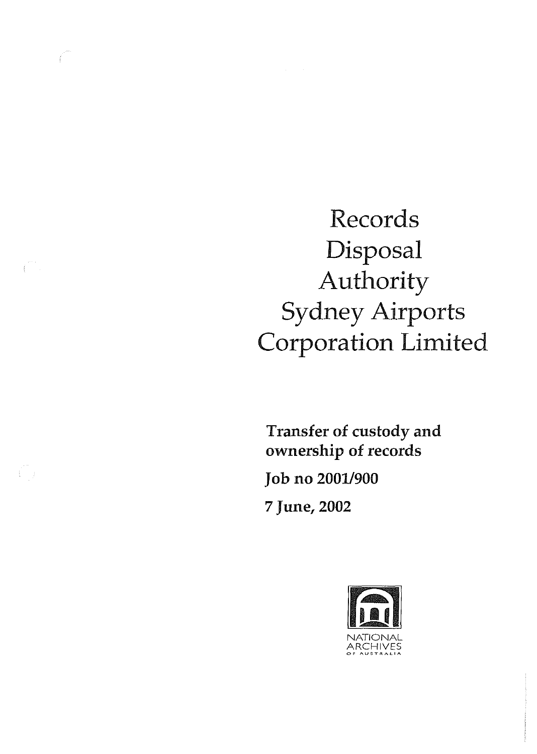# Records Disposal Authority Sydney Airports Corporation Limited

**Transfer of custody and ownership of records**

**Job no 2001/900**

**7 June, 2002**

NATIONAL ARCHIVES OF AUSTRALIA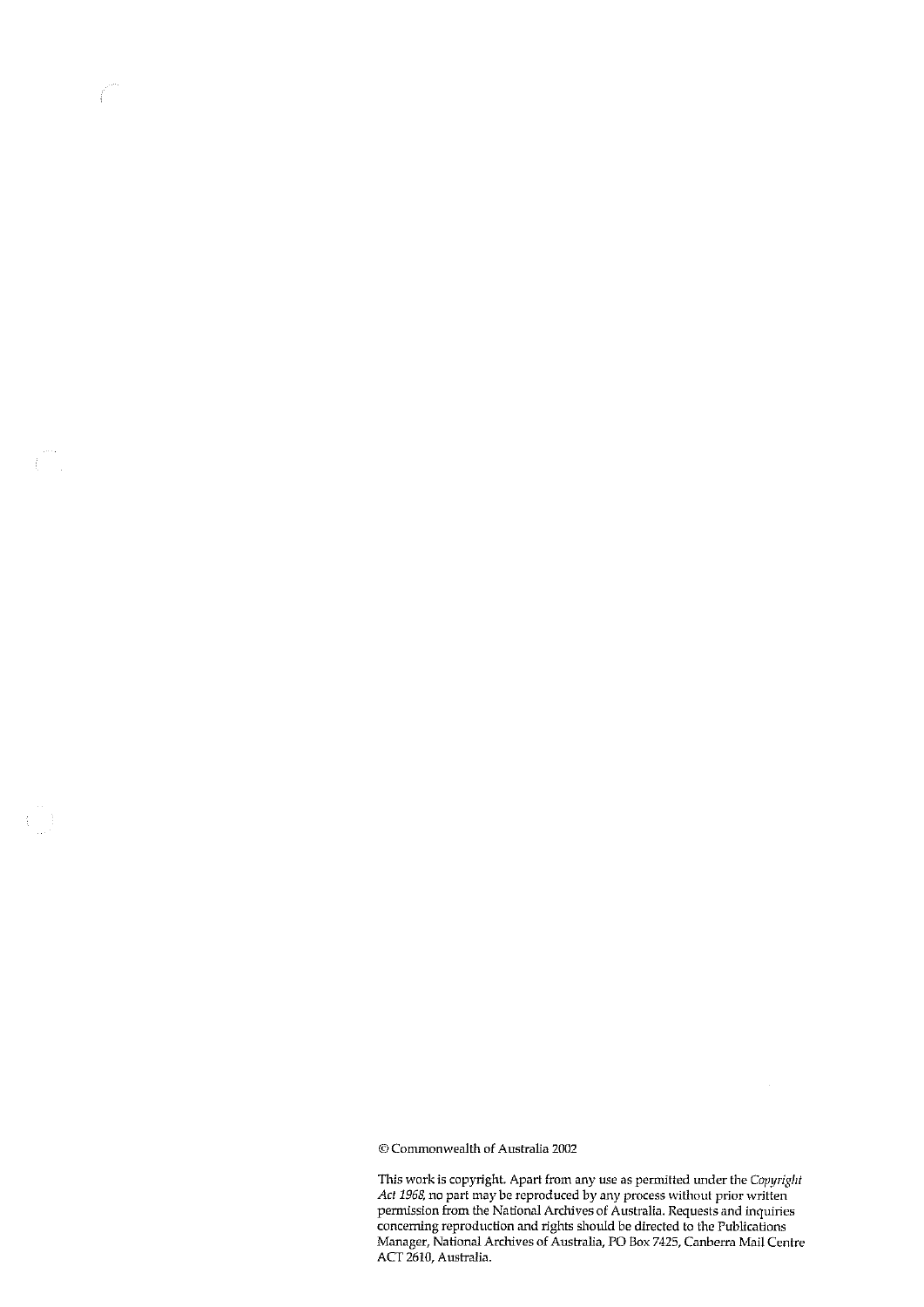© Commonwealth of Australia 2002

This work is copyright. Apart from any use as permitted under the *Copyright Act 1968*, no part may be reproduced by any process without prior written permission from the National Archives of Australia. Requests and inquiries concerning reproduction and rights should be directed to the Publications Manager, National Archives of Australia, PO Box 7425, Canberra Mail Centre ACT 2610, Australia.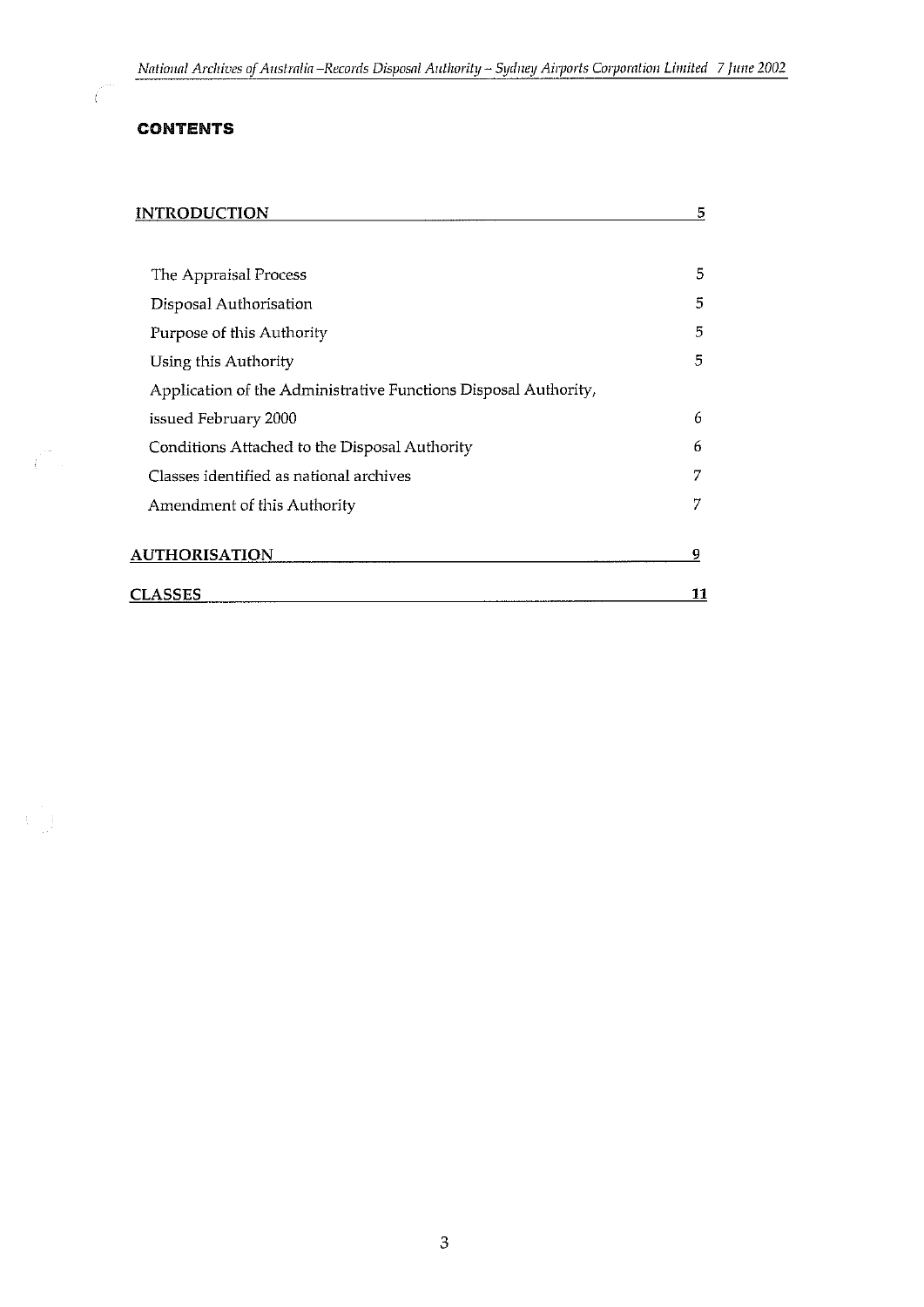# CONTENTS

| | |
|---|---|
| **INTRODUCTION** | **5** |
| The Appraisal Process | 5 |
| Disposal Authorisation | 5 |
| Purpose of this Authority | 5 |
| Using this Authority | 5 |
| Application of the Administrative Functions Disposal Authority, issued February 2000 | 6 |
| Conditions Attached to the Disposal Authority | 6 |
| Classes identified as national archives | 7 |
| Amendment of this Authority | 7 |
| **AUTHORISATION** | **9** |
| **CLASSES** | **11** |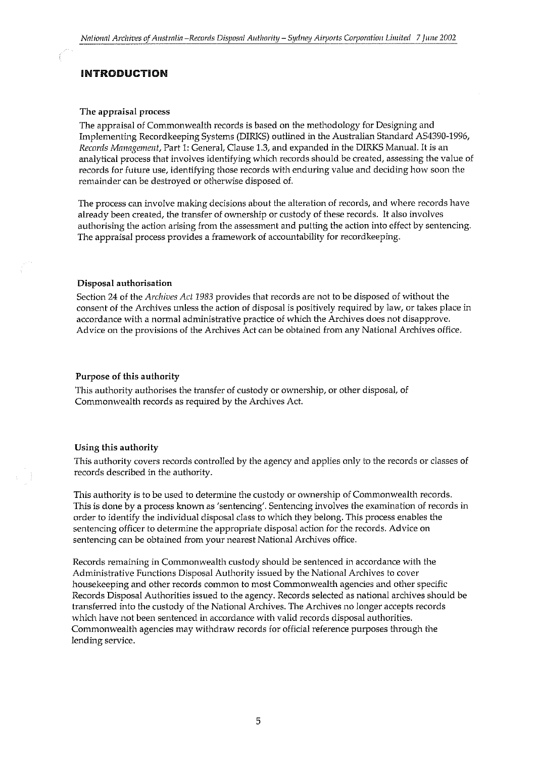# INTRODUCTION

### The appraisal process

The appraisal of Commonwealth records is based on the methodology for Designing and Implementing Recordkeeping Systems (DIRKS) outlined in the Australian Standard AS4390-1996, *Records Management*, Part 1: General, Clause 1.3, and expanded in the DIRKS Manual. It is an analytical process that involves identifying which records should be created, assessing the value of records for future use, identifying those records with enduring value and deciding how soon the remainder can be destroyed or otherwise disposed of.

The process can involve making decisions about the alteration of records, and where records have already been created, the transfer of ownership or custody of these records. It also involves authorising the action arising from the assessment and putting the action into effect by sentencing. The appraisal process provides a framework of accountability for recordkeeping.

### Disposal authorisation

Section 24 of the *Archives Act 1983* provides that records are not to be disposed of without the consent of the Archives unless the action of disposal is positively required by law, or takes place in accordance with a normal administrative practice of which the Archives does not disapprove. Advice on the provisions of the Archives Act can be obtained from any National Archives office.

### Purpose of this authority

This authority authorises the transfer of custody or ownership, or other disposal, of Commonwealth records as required by the Archives Act.

### Using this authority

This authority covers records controlled by the agency and applies only to the records or classes of records described in the authority.

This authority is to be used to determine the custody or ownership of Commonwealth records. This is done by a process known as 'sentencing'. Sentencing involves the examination of records in order to identify the individual disposal class to which they belong. This process enables the sentencing officer to determine the appropriate disposal action for the records. Advice on sentencing can be obtained from your nearest National Archives office.

Records remaining in Commonwealth custody should be sentenced in accordance with the Administrative Functions Disposal Authority issued by the National Archives to cover housekeeping and other records common to most Commonwealth agencies and other specific Records Disposal Authorities issued to the agency. Records selected as national archives should be transferred into the custody of the National Archives. The Archives no longer accepts records which have not been sentenced in accordance with valid records disposal authorities. Commonwealth agencies may withdraw records for official reference purposes through the lending service.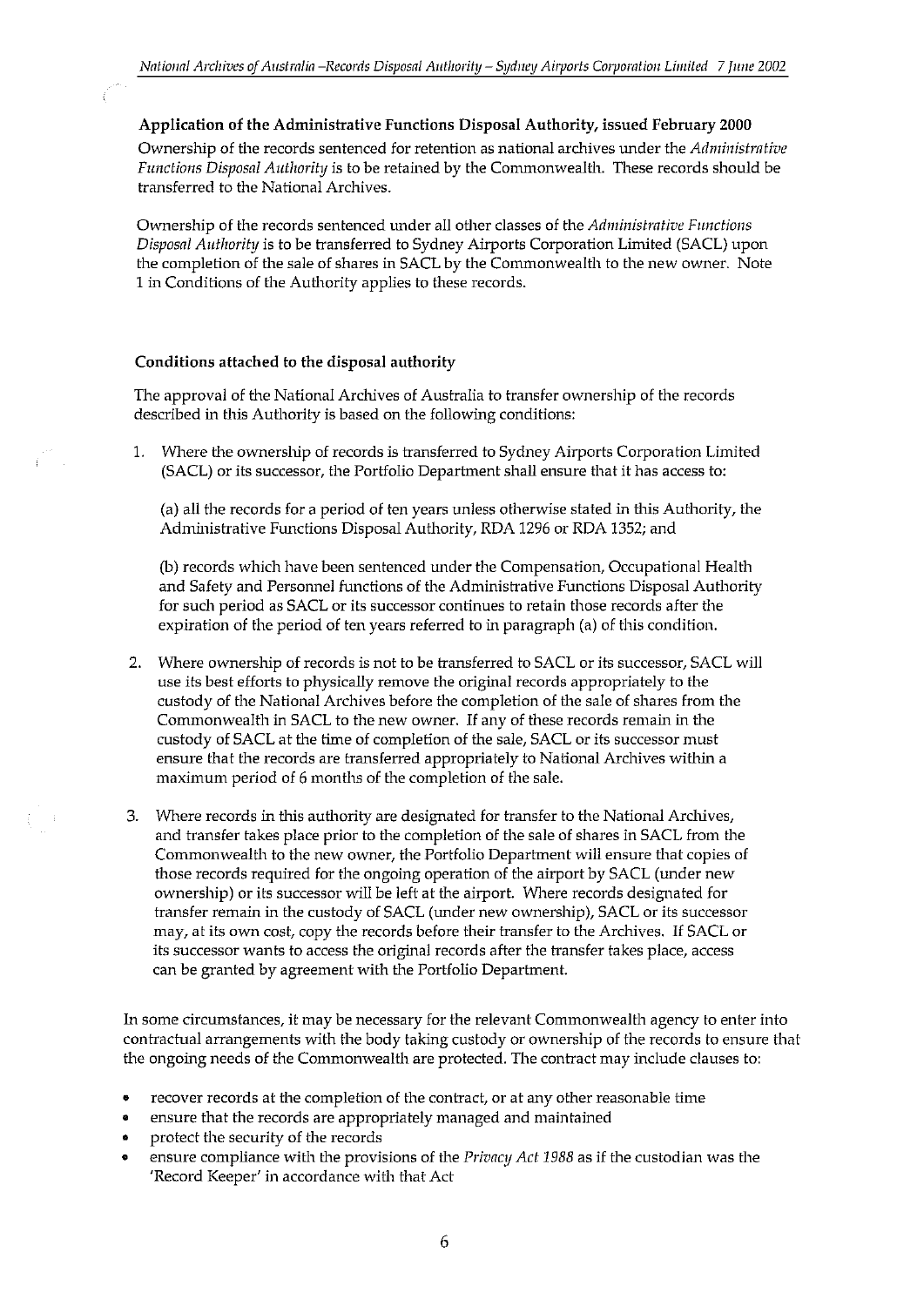### Application of the Administrative Functions Disposal Authority, issued February 2000

Ownership of the records sentenced for retention as national archives under the *Administrative Functions Disposal Authority* is to be retained by the Commonwealth. These records should be transferred to the National Archives.

Ownership of the records sentenced under all other classes of the *Administrative Functions Disposal Authority* is to be transferred to Sydney Airports Corporation Limited (SACL) upon the completion of the sale of shares in SACL by the Commonwealth to the new owner. Note 1 in Conditions of the Authority applies to these records.

### Conditions attached to the disposal authority

The approval of the National Archives of Australia to transfer ownership of the records described in this Authority is based on the following conditions:

1. Where the ownership of records is transferred to Sydney Airports Corporation Limited (SACL) or its successor, the Portfolio Department shall ensure that it has access to:

   (a) all the records for a period of ten years unless otherwise stated in this Authority, the Administrative Functions Disposal Authority, RDA 1296 or RDA 1352; and

   (b) records which have been sentenced under the Compensation, Occupational Health and Safety and Personnel functions of the Administrative Functions Disposal Authority for such period as SACL or its successor continues to retain those records after the expiration of the period of ten years referred to in paragraph (a) of this condition.

2. Where ownership of records is not to be transferred to SACL or its successor, SACL will use its best efforts to physically remove the original records appropriately to the custody of the National Archives before the completion of the sale of shares from the Commonwealth in SACL to the new owner. If any of these records remain in the custody of SACL at the time of completion of the sale, SACL or its successor must ensure that the records are transferred appropriately to National Archives within a maximum period of 6 months of the completion of the sale.

3. Where records in this authority are designated for transfer to the National Archives, and transfer takes place prior to the completion of the sale of shares in SACL from the Commonwealth to the new owner, the Portfolio Department will ensure that copies of those records required for the ongoing operation of the airport by SACL (under new ownership) or its successor will be left at the airport. Where records designated for transfer remain in the custody of SACL (under new ownership), SACL or its successor may, at its own cost, copy the records before their transfer to the Archives. If SACL or its successor wants to access the original records after the transfer takes place, access can be granted by agreement with the Portfolio Department.

In some circumstances, it may be necessary for the relevant Commonwealth agency to enter into contractual arrangements with the body taking custody or ownership of the records to ensure that the ongoing needs of the Commonwealth are protected. The contract may include clauses to:

- recover records at the completion of the contract, or at any other reasonable time
- ensure that the records are appropriately managed and maintained
- protect the security of the records
- ensure compliance with the provisions of the *Privacy Act 1988* as if the custodian was the 'Record Keeper' in accordance with that Act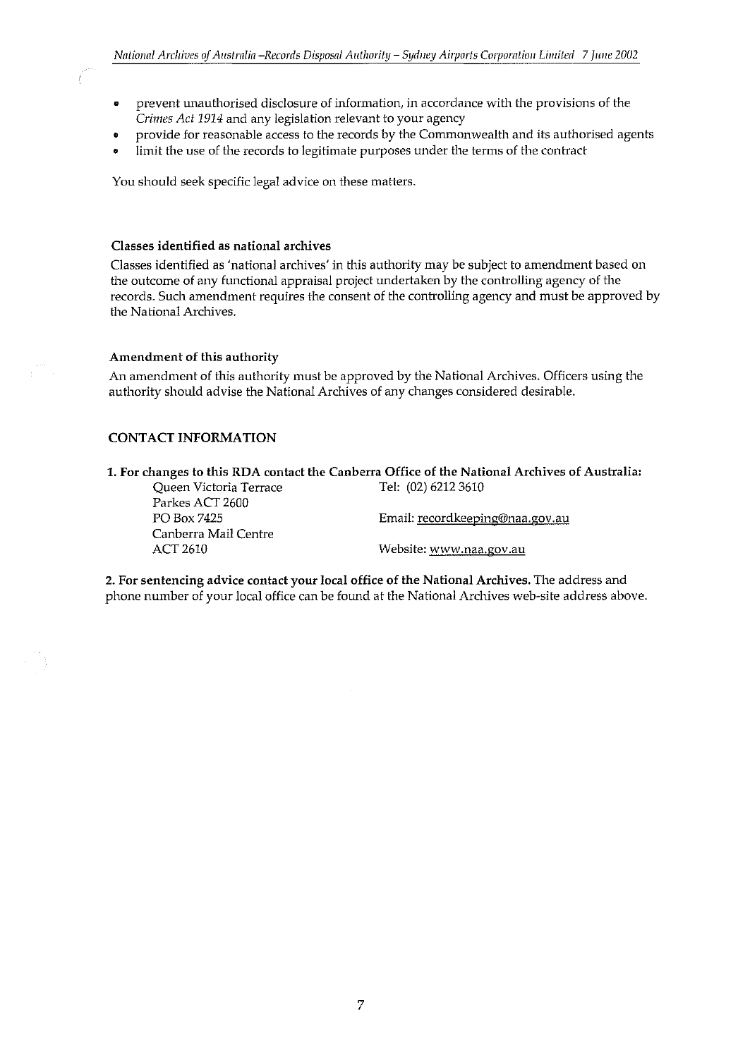- prevent unauthorised disclosure of information, in accordance with the provisions of the *Crimes Act 1914* and any legislation relevant to your agency
- provide for reasonable access to the records by the Commonwealth and its authorised agents
- limit the use of the records to legitimate purposes under the terms of the contract

You should seek specific legal advice on these matters.

### Classes identified as national archives

Classes identified as 'national archives' in this authority may be subject to amendment based on the outcome of any functional appraisal project undertaken by the controlling agency of the records. Such amendment requires the consent of the controlling agency and must be approved by the National Archives.

### Amendment of this authority

An amendment of this authority must be approved by the National Archives. Officers using the authority should advise the National Archives of any changes considered desirable.

## CONTACT INFORMATION

**1. For changes to this RDA contact the Canberra Office of the National Archives of Australia:**

| | |
|---|---|
| Queen Victoria Terrace | Tel: (02) 6212 3610 |
| Parkes ACT 2600 | |
| PO Box 7425 | Email: recordkeeping@naa.gov.au |
| Canberra Mail Centre | |
| ACT 2610 | Website: www.naa.gov.au |

**2. For sentencing advice contact your local office of the National Archives.** The address and phone number of your local office can be found at the National Archives web-site address above.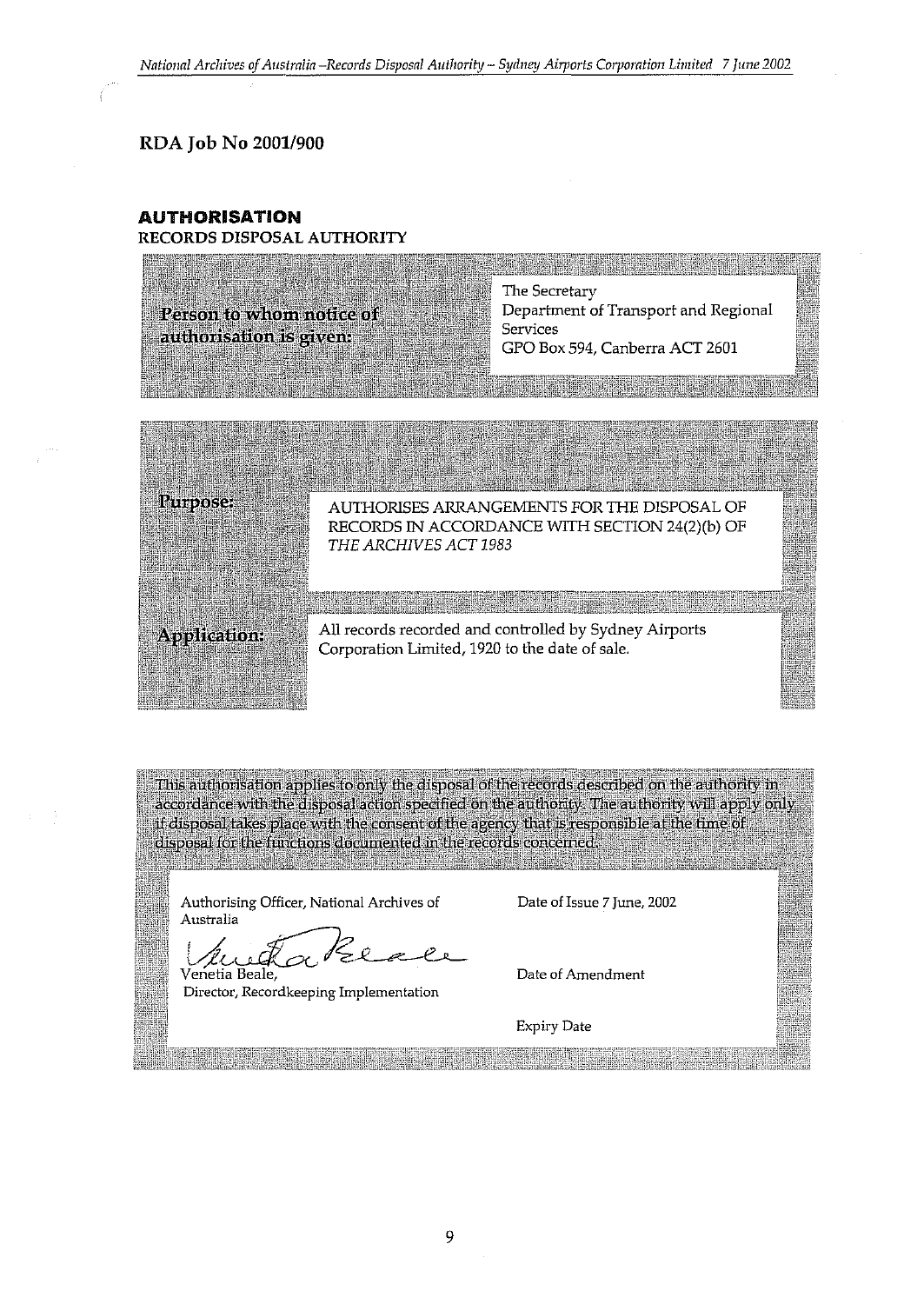**RDA Job No 2001/900**

**AUTHORISATION**

**RECORDS DISPOSAL AUTHORITY**

| Person to whom notice of authorisation is given: | The Secretary<br>Department of Transport and Regional Services<br>GPO Box 594, Canberra ACT 2601 |
|---|---|

| | |
|---|---|
| Purpose: | AUTHORISES ARRANGEMENTS FOR THE DISPOSAL OF RECORDS IN ACCORDANCE WITH SECTION 24(2)(b) OF *THE ARCHIVES ACT 1983* |
| Application: | All records recorded and controlled by Sydney Airports Corporation Limited, 1920 to the date of sale. |

This authorisation applies to only the disposal of the records described on the authority in accordance with the disposal action specified on the authority. The authority will apply only if disposal takes place with the consent of the agency that is responsible at the time of disposal for the functions documented in the records concerned.

| | |
|---|---|
| Authorising Officer, National Archives of Australia | Date of Issue 7 June, 2002 |
| Venetia Beale,<br>Director, Recordkeeping Implementation | Date of Amendment |
| | Expiry Date |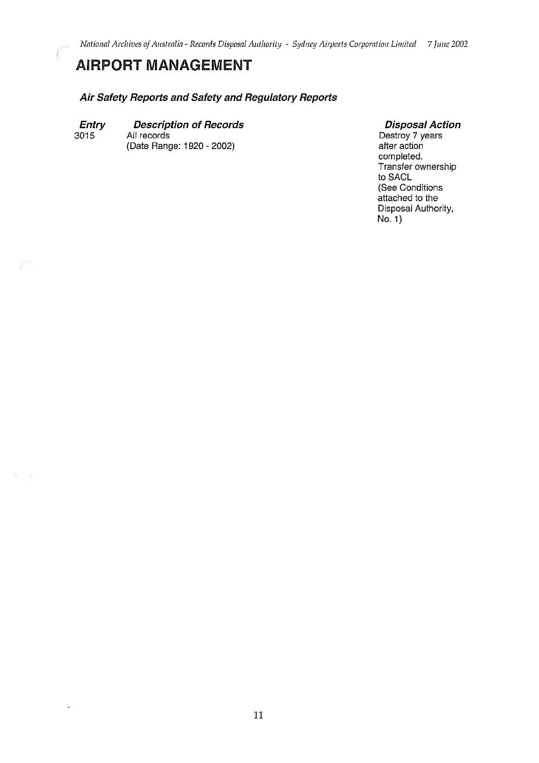# AIRPORT MANAGEMENT

### *Air Safety Reports and Safety and Regulatory Reports*

| *Entry* | *Description of Records* | *Disposal Action* |
|---|---|---|
| 3015 | All records<br>(Date Range: 1920 - 2002) | Destroy 7 years after action completed.<br>Transfer ownership to SACL<br>(See Conditions attached to the Disposal Authority, No. 1) |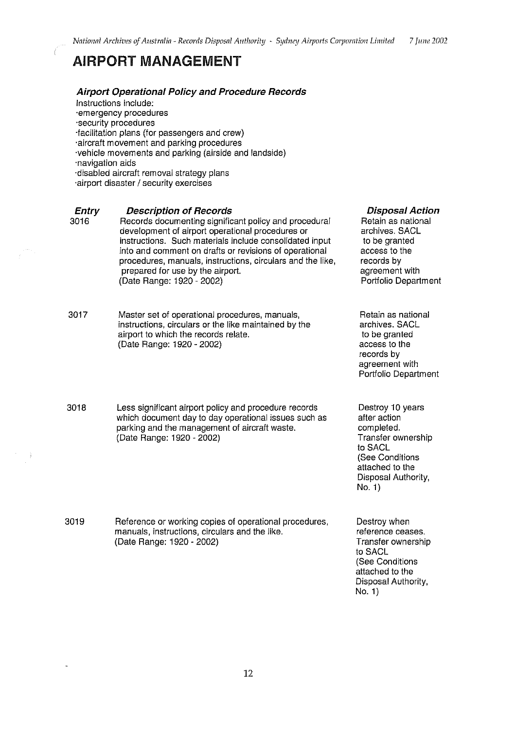# AIRPORT MANAGEMENT

### *Airport Operational Policy and Procedure Records*

Instructions include:
- emergency procedures
- security procedures
- facilitation plans (for passengers and crew)
- aircraft movement and parking procedures
- vehicle movements and parking (airside and landside)
- navigation aids
- disabled aircraft removal strategy plans
- airport disaster / security exercises

| *Entry* | *Description of Records* | *Disposal Action* |
|---|---|---|
| 3016 | Records documenting significant policy and procedural development of airport operational procedures or instructions. Such materials include consolidated input into and comment on drafts or revisions of operational procedures, manuals, instructions, circulars and the like, prepared for use by the airport. (Date Range: 1920 - 2002) | Retain as national archives. SACL to be granted access to the records by agreement with Portfolio Department |
| 3017 | Master set of operational procedures, manuals, instructions, circulars or the like maintained by the airport to which the records relate. (Date Range: 1920 - 2002) | Retain as national archives. SACL to be granted access to the records by agreement with Portfolio Department |
| 3018 | Less significant airport policy and procedure records which document day to day operational issues such as parking and the management of aircraft waste. (Date Range: 1920 - 2002) | Destroy 10 years after action completed. Transfer ownership to SACL (See Conditions attached to the Disposal Authority, No. 1) |
| 3019 | Reference or working copies of operational procedures, manuals, instructions, circulars and the like. (Date Range: 1920 - 2002) | Destroy when reference ceases. Transfer ownership to SACL (See Conditions attached to the Disposal Authority, No. 1) |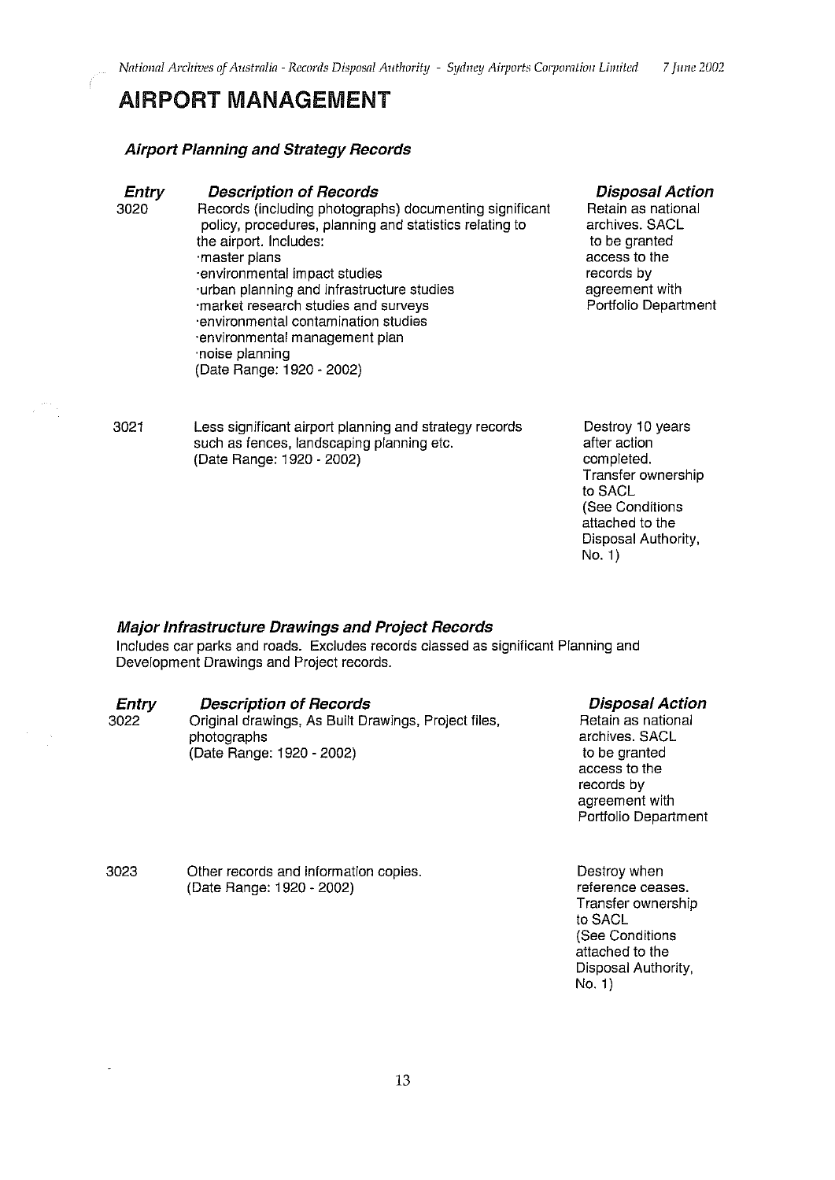# AIRPORT MANAGEMENT

### *Airport Planning and Strategy Records*

| *Entry* | *Description of Records* | *Disposal Action* |
|---|---|---|
| 3020 | Records (including photographs) documenting significant policy, procedures, planning and statistics relating to the airport. Includes:<br>·master plans<br>·environmental impact studies<br>·urban planning and infrastructure studies<br>·market research studies and surveys<br>·environmental contamination studies<br>·environmental management plan<br>·noise planning<br>(Date Range: 1920 - 2002) | Retain as national archives. SACL to be granted access to the records by agreement with Portfolio Department |
| 3021 | Less significant airport planning and strategy records such as fences, landscaping planning etc.<br>(Date Range: 1920 - 2002) | Destroy 10 years after action completed. Transfer ownership to SACL (See Conditions attached to the Disposal Authority, No. 1) |

### *Major Infrastructure Drawings and Project Records*

Includes car parks and roads. Excludes records classed as significant Planning and Development Drawings and Project records.

| *Entry* | *Description of Records* | *Disposal Action* |
|---|---|---|
| 3022 | Original drawings, As Built Drawings, Project files, photographs<br>(Date Range: 1920 - 2002) | Retain as national archives. SACL to be granted access to the records by agreement with Portfolio Department |
| 3023 | Other records and information copies.<br>(Date Range: 1920 - 2002) | Destroy when reference ceases. Transfer ownership to SACL (See Conditions attached to the Disposal Authority, No. 1) |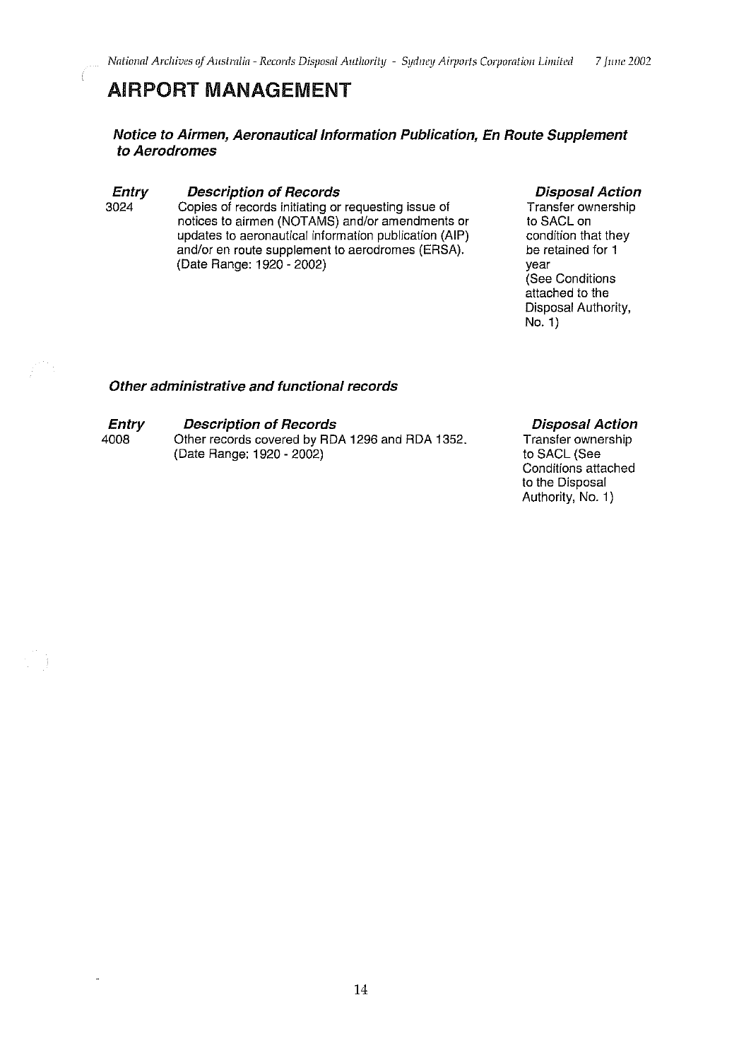# AIRPORT MANAGEMENT

### *Notice to Airmen, Aeronautical Information Publication, En Route Supplement to Aerodromes*

| *Entry* | *Description of Records* | *Disposal Action* |
|---|---|---|
| 3024 | Copies of records initiating or requesting issue of notices to airmen (NOTAMS) and/or amendments or updates to aeronautical information publication (AIP) and/or en route supplement to aerodromes (ERSA). (Date Range: 1920 - 2002) | Transfer ownership to SACL on condition that they be retained for 1 year (See Conditions attached to the Disposal Authority, No. 1) |

### *Other administrative and functional records*

| *Entry* | *Description of Records* | *Disposal Action* |
|---|---|---|
| 4008 | Other records covered by RDA 1296 and RDA 1352. (Date Range: 1920 - 2002) | Transfer ownership to SACL (See Conditions attached to the Disposal Authority, No. 1) |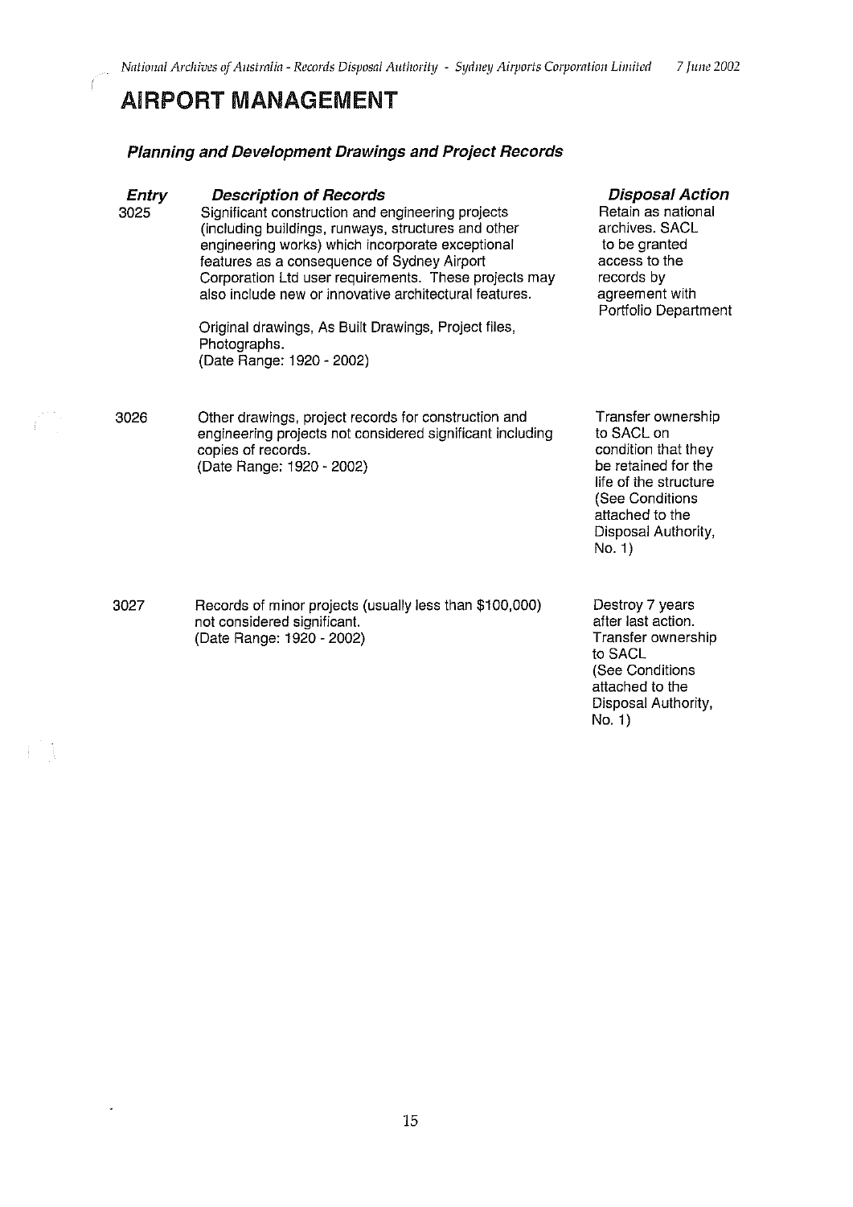# AIRPORT MANAGEMENT

### *Planning and Development Drawings and Project Records*

| *Entry* | *Description of Records* | *Disposal Action* |
|---|---|---|
| 3025 | Significant construction and engineering projects (including buildings, runways, structures and other engineering works) which incorporate exceptional features as a consequence of Sydney Airport Corporation Ltd user requirements. These projects may also include new or innovative architectural features.<br><br>Original drawings, As Built Drawings, Project files, Photographs.<br>(Date Range: 1920 - 2002) | Retain as national archives. SACL to be granted access to the records by agreement with Portfolio Department |
| 3026 | Other drawings, project records for construction and engineering projects not considered significant including copies of records.<br>(Date Range: 1920 - 2002) | Transfer ownership to SACL on condition that they be retained for the life of the structure (See Conditions attached to the Disposal Authority, No. 1) |
| 3027 | Records of minor projects (usually less than $100,000) not considered significant.<br>(Date Range: 1920 - 2002) | Destroy 7 years after last action. Transfer ownership to SACL (See Conditions attached to the Disposal Authority, No. 1) |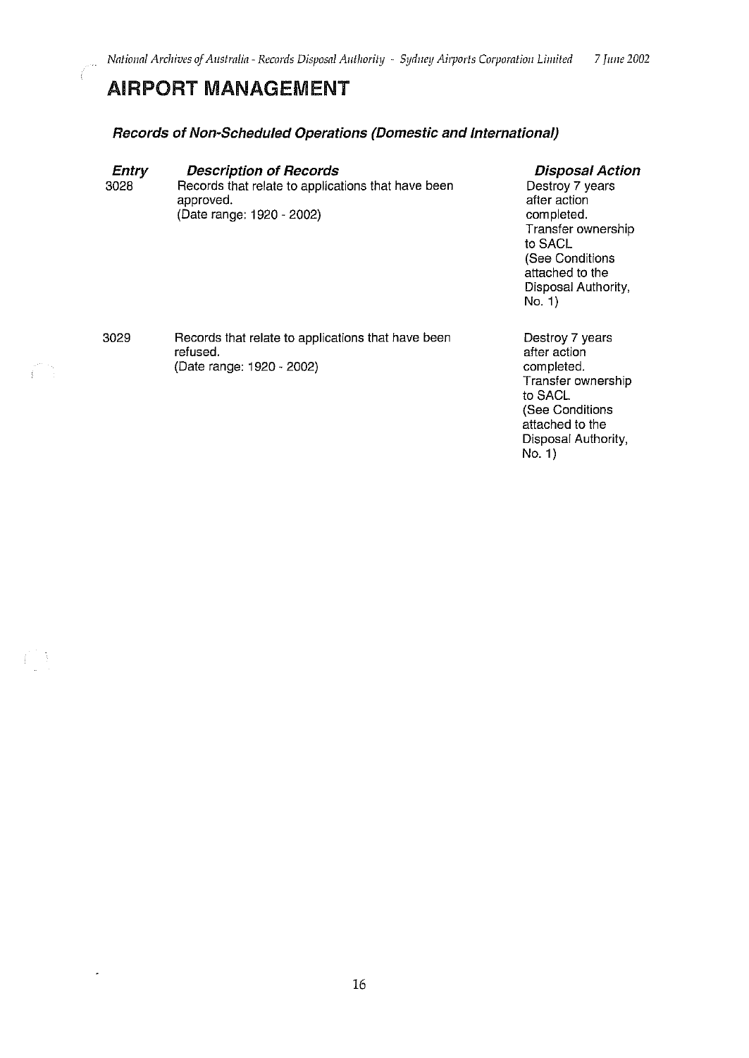# AIRPORT MANAGEMENT

### *Records of Non-Scheduled Operations (Domestic and International)*

| *Entry* | *Description of Records* | *Disposal Action* |
| --- | --- | --- |
| 3028 | Records that relate to applications that have been approved. (Date range: 1920 - 2002) | Destroy 7 years after action completed. Transfer ownership to SACL (See Conditions attached to the Disposal Authority, No. 1) |
| 3029 | Records that relate to applications that have been refused. (Date range: 1920 - 2002) | Destroy 7 years after action completed. Transfer ownership to SACL (See Conditions attached to the Disposal Authority, No. 1) |